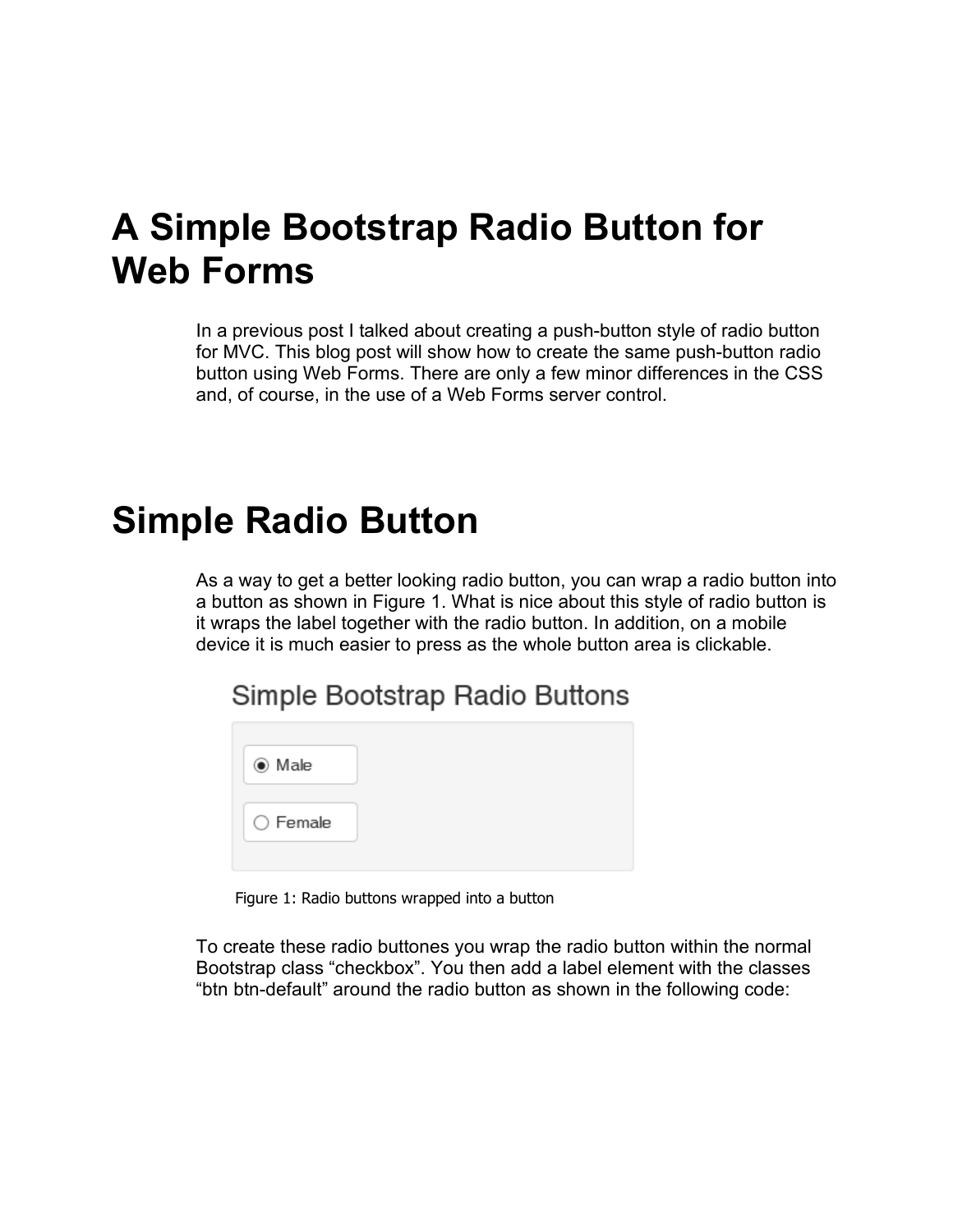# A Simple Bootstrap Radio Button for Web Forms

In a previous post I talked about creating a push-button style of radio button for MVC. This blog post will show how to create the same push-button radio button using Web Forms. There are only a few minor differences in the CSS and, of course, in the use of a Web Forms server control.

# Simple Radio Button

As a way to get a better looking radio button, you can wrap a radio button into a button as shown in Figure 1. What is nice about this style of radio button is it wraps the label together with the radio button. In addition, on a mobile device it is much easier to press as the whole button area is clickable.

Figure 1: Radio buttons wrapped into a button

To create these radio buttones you wrap the radio button within the normal Bootstrap class “checkbox”. You then add a label element with the classes “btn btn-default” around the radio button as shown in the following code: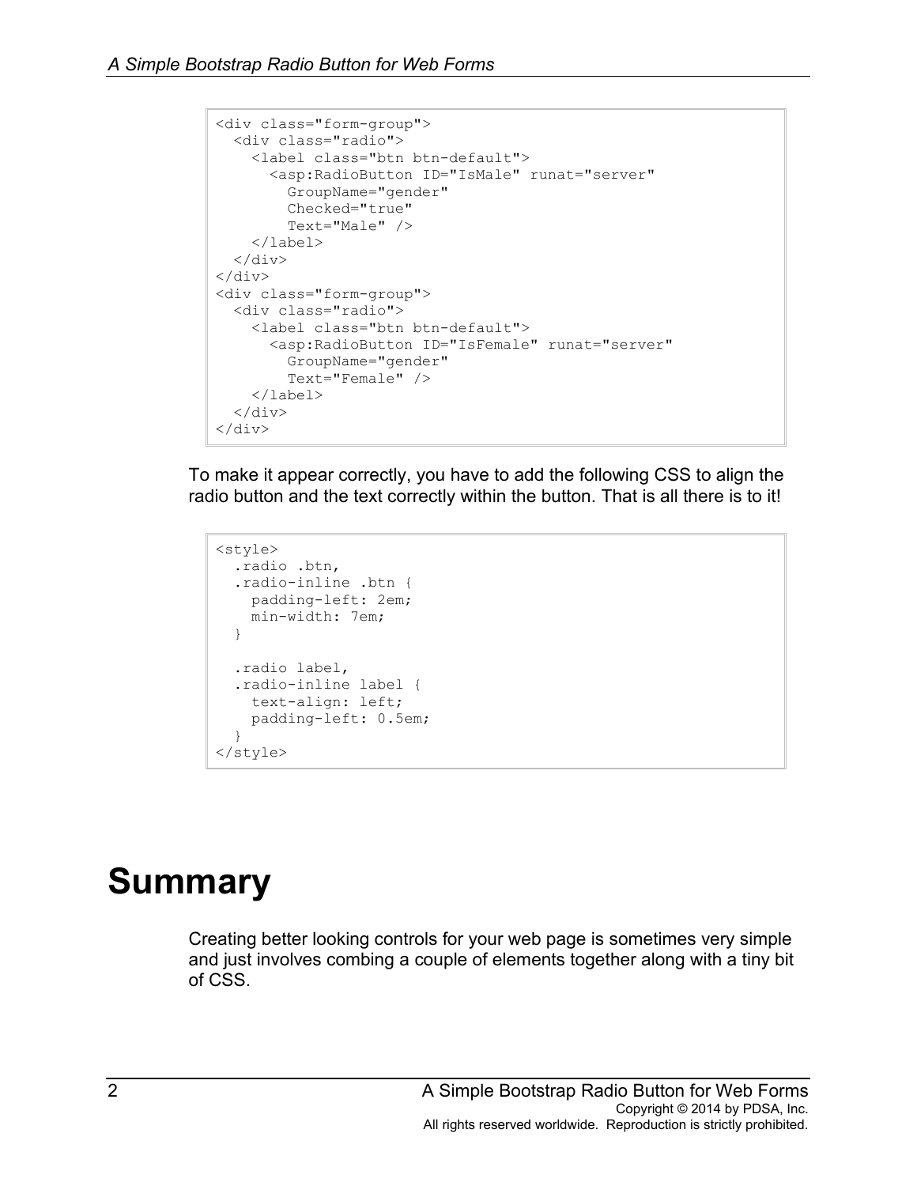```
<div class="form-group">
  <div class="radio">
    <label class="btn btn-default">
      <asp:RadioButton ID="IsMale" runat="server"
        GroupName="gender"
        Checked="true"
        Text="Male" />
    </label>
  </div>
</div>
<div class="form-group">
  <div class="radio">
    <label class="btn btn-default">
      <asp:RadioButton ID="IsFemale" runat="server"
        GroupName="gender"
        Text="Female" />
    </label>
  </div>
</div>
```

To make it appear correctly, you have to add the following CSS to align the radio button and the text correctly within the button. That is all there is to it!

```
<style>
  .radio .btn,
  .radio-inline .btn {
    padding-left: 2em;
    min-width: 7em;
  }

  .radio label,
  .radio-inline label {
    text-align: left;
    padding-left: 0.5em;
  }
</style>
```

# Summary

Creating better looking controls for your web page is sometimes very simple and just involves combing a couple of elements together along with a tiny bit of CSS.